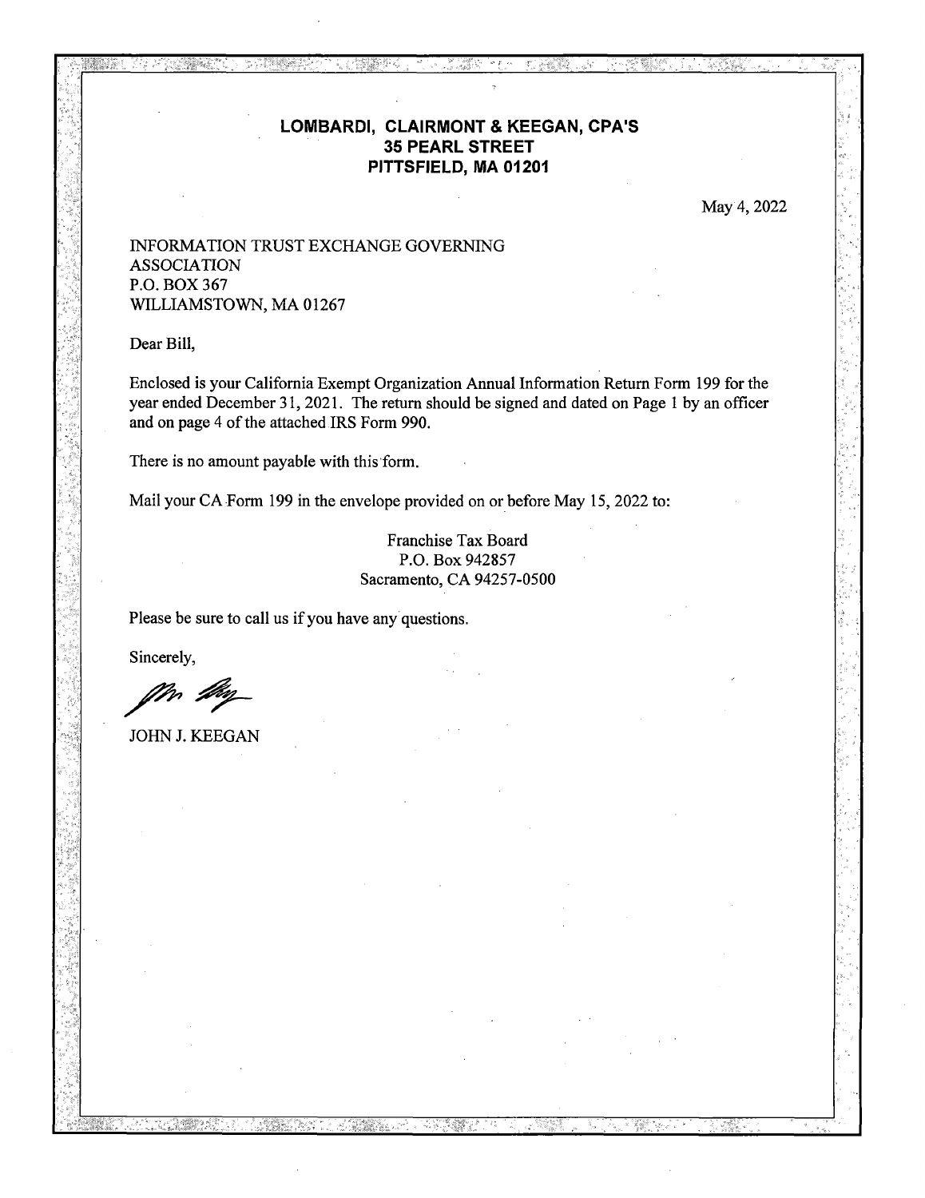**LOMBARDI, CLAIRMONT & KEEGAN, CPA'S**
**35 PEARL STREET**
**PITTSFIELD, MA 01201**

May 4, 2022

INFORMATION TRUST EXCHANGE GOVERNING
ASSOCIATION
P.O. BOX 367
WILLIAMSTOWN, MA 01267

Dear Bill,

Enclosed is your California Exempt Organization Annual Information Return Form 199 for the year ended December 31, 2021. The return should be signed and dated on Page 1 by an officer and on page 4 of the attached IRS Form 990.

There is no amount payable with this form.

Mail your CA Form 199 in the envelope provided on or before May 15, 2022 to:

Franchise Tax Board
P.O. Box 942857
Sacramento, CA 94257-0500

Please be sure to call us if you have any questions.

Sincerely,

JOHN J. KEEGAN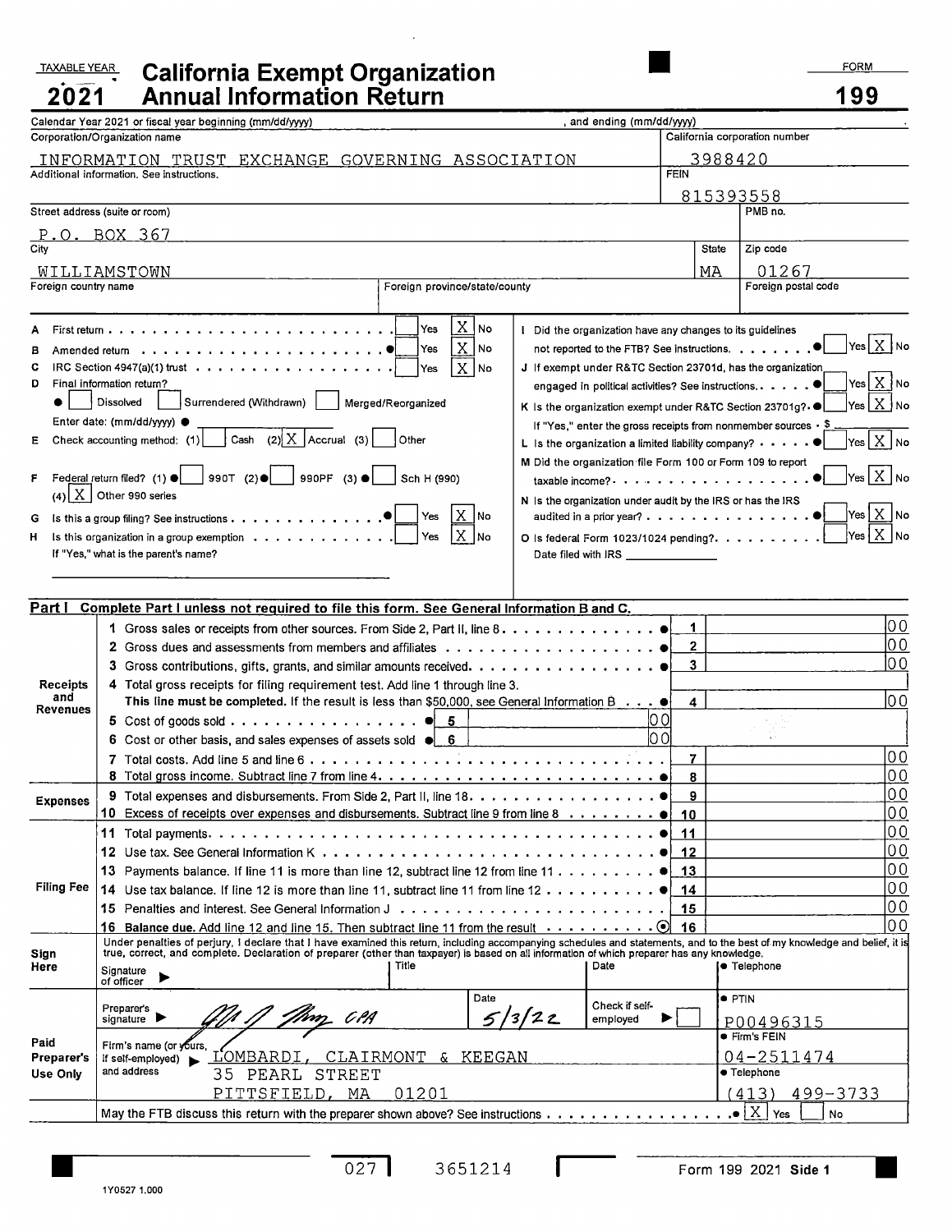TAXABLE YEAR **2021**

# California Exempt Organization Annual Information Return

FORM **199**

Calendar Year 2021 or fiscal year beginning (mm/dd/yyyy) , and ending (mm/dd/yyyy) .

| Corporation/Organization name | California corporation number |
|---|---|
| INFORMATION TRUST EXCHANGE GOVERNING ASSOCIATION | 3988420 |
| Additional information. See instructions. | FEIN |
| | 815393558 |

| Street address (suite or room) | | PMB no. |
|---|---|---|
| P.O. BOX 367 | | |
| **City** | **State** | **Zip code** |
| WILLIAMSTOWN | MA | 01267 |
| Foreign country name | Foreign province/state/county | Foreign postal code |
| | | |

- **A** First return . . . . . [ ] Yes [X] No
- **B** Amended return . . . . . ● [ ] Yes [X] No
- **C** IRC Section 4947(a)(1) trust . . . . . [ ] Yes [X] No
- **D** Final information return?
  ● [ ] Dissolved [ ] Surrendered (Withdrawn) [ ] Merged/Reorganized
  Enter date: (mm/dd/yyyy) ●
- **E** Check accounting method: (1) [ ] Cash (2) [X] Accrual (3) [ ] Other
- **F** Federal return filed? (1) ● [ ] 990T (2) ● [ ] 990PF (3) ● [ ] Sch H (990)
  (4) [X] Other 990 series
- **G** Is this a group filing? See instructions . . . . . ● [ ] Yes [X] No
- **H** Is this organization in a group exemption . . . . . [ ] Yes [X] No
  If "Yes," what is the parent's name?

- **I** Did the organization have any changes to its guidelines not reported to the FTB? See instructions. . . . . ● [ ] Yes [X] No
- **J** If exempt under R&TC Section 23701d, has the organization engaged in political activities? See instructions. . . . . ● [ ] Yes [X] No
- **K** Is the organization exempt under R&TC Section 23701g? ● [ ] Yes [X] No
  If "Yes," enter the gross receipts from nonmember sources . $
- **L** Is the organization a limited liability company? . . . . . ● [ ] Yes [X] No
- **M** Did the organization file Form 100 or Form 109 to report taxable income? . . . . . ● [ ] Yes [X] No
- **N** Is the organization under audit by the IRS or has the IRS audited in a prior year? . . . . . ● [ ] Yes [X] No
- **O** Is federal Form 1023/1024 pending? . . . . . [ ] Yes [X] No
  Date filed with IRS

## Part I Complete Part I unless not required to file this form. See General Information B and C.

| | | | Line | Amount |
|---|---|---|---|---|
| **Receipts and Revenues** | 1 Gross sales or receipts from other sources. From Side 2, Part II, line 8 . . . . . ● | | 1 | 00 |
| | 2 Gross dues and assessments from members and affiliates . . . . . ● | | 2 | 00 |
| | 3 Gross contributions, gifts, grants, and similar amounts received. . . . . ● | | 3 | 00 |
| | 4 Total gross receipts for filing requirement test. Add line 1 through line 3. **This line must be completed.** If the result is less than $50,000, see General Information B . . . . ● | | 4 | 00 |
| | 5 Cost of goods sold . . . . . ● 5 | 00 | | |
| | 6 Cost or other basis, and sales expenses of assets sold ● 6 | 00 | | |
| | 7 Total costs. Add line 5 and line 6 . . . . . | | 7 | 00 |
| | 8 Total gross income. Subtract line 7 from line 4. . . . . ● | | 8 | 00 |
| **Expenses** | 9 Total expenses and disbursements. From Side 2, Part II, line 18. . . . . ● | | 9 | 00 |
| | 10 Excess of receipts over expenses and disbursements. Subtract line 9 from line 8 . . . . . ● | | 10 | 00 |
| **Filing Fee** | 11 Total payments. . . . . ● | | 11 | 00 |
| | 12 Use tax. See General Information K . . . . . ● | | 12 | 00 |
| | 13 Payments balance. If line 11 is more than line 12, subtract line 12 from line 11 . . . . . ● | | 13 | 00 |
| | 14 Use tax balance. If line 12 is more than line 11, subtract line 11 from line 12 . . . . . ● | | 14 | 00 |
| | 15 Penalties and interest. See General Information J . . . . . | | 15 | 00 |
| | 16 **Balance due.** Add line 12 and line 15. Then subtract line 11 from the result . . . . . ⊙ | | 16 | 00 |

**Sign Here**

Under penalties of perjury, I declare that I have examined this return, including accompanying schedules and statements, and to the best of my knowledge and belief, it is true, correct, and complete. Declaration of preparer (other than taxpayer) is based on all information of which preparer has any knowledge.

| Signature of officer ▶ | Title | Date | ● Telephone |
|---|---|---|---|
| | | | |

**Paid Preparer's Use Only**

| Preparer's signature ▶ [signature] CPA | Date 5/3/22 | Check if self-employed ▶ [ ] | ● PTIN P00496315 |
|---|---|---|---|
| Firm's name (or yours, if self-employed) and address ▶ LOMBARDI, CLAIRMONT & KEEGAN, 35 PEARL STREET, PITTSFIELD, MA 01201 | | | ● Firm's FEIN 04-2511474 |
| | | | ● Telephone (413) 499-3733 |

May the FTB discuss this return with the preparer shown above? See instructions . . . . . ● [X] Yes [ ] No

027 3651214

1Y0527 1.000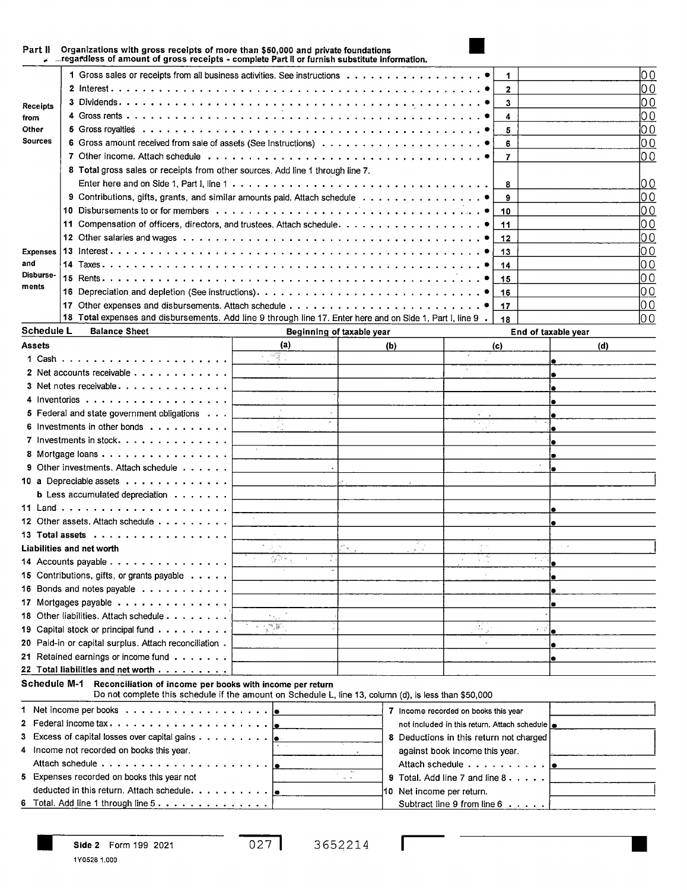**Part II Organizations with gross receipts of more than $50,000 and private foundations regardless of amount of gross receipts - complete Part II or furnish substitute information.**

| | | | |
|---|---|---|---|
| Receipts from Other Sources | 1 Gross sales or receipts from all business activities. See instructions | 1 | 00 |
| | 2 Interest | 2 | 00 |
| | 3 Dividends | 3 | 00 |
| | 4 Gross rents | 4 | 00 |
| | 5 Gross royalties | 5 | 00 |
| | 6 Gross amount received from sale of assets (See Instructions) | 6 | 00 |
| | 7 Other income. Attach schedule | 7 | 00 |
| | 8 Total gross sales or receipts from other sources. Add line 1 through line 7. Enter here and on Side 1, Part I, line 1 | 8 | 00 |
| Expenses and Disbursements | 9 Contributions, gifts, grants, and similar amounts paid. Attach schedule | 9 | 00 |
| | 10 Disbursements to or for members | 10 | 00 |
| | 11 Compensation of officers, directors, and trustees. Attach schedule | 11 | 00 |
| | 12 Other salaries and wages | 12 | 00 |
| | 13 Interest | 13 | 00 |
| | 14 Taxes | 14 | 00 |
| | 15 Rents | 15 | 00 |
| | 16 Depreciation and depletion (See instructions) | 16 | 00 |
| | 17 Other expenses and disbursements. Attach schedule | 17 | 00 |
| | 18 Total expenses and disbursements. Add line 9 through line 17. Enter here and on Side 1, Part I, line 9 | 18 | 00 |

**Schedule L Balance Sheet**

| | Beginning of taxable year | | End of taxable year | |
|---|---|---|---|---|
| **Assets** | (a) | (b) | (c) | (d) |
| 1 Cash | | | | |
| 2 Net accounts receivable | | | | |
| 3 Net notes receivable | | | | |
| 4 Inventories | | | | |
| 5 Federal and state government obligations | | | | |
| 6 Investments in other bonds | | | | |
| 7 Investments in stock | | | | |
| 8 Mortgage loans | | | | |
| 9 Other investments. Attach schedule | | | | |
| 10 a Depreciable assets | | | | |
| b Less accumulated depreciation | | | | |
| 11 Land | | | | |
| 12 Other assets. Attach schedule | | | | |
| 13 **Total assets** | | | | |
| **Liabilities and net worth** | | | | |
| 14 Accounts payable | | | | |
| 15 Contributions, gifts, or grants payable | | | | |
| 16 Bonds and notes payable | | | | |
| 17 Mortgages payable | | | | |
| 18 Other liabilities. Attach schedule | | | | |
| 19 Capital stock or principal fund | | | | |
| 20 Paid-in or capital surplus. Attach reconciliation | | | | |
| 21 Retained earnings or income fund | | | | |
| 22 **Total liabilities and net worth** | | | | |

**Schedule M-1 Reconciliation of income per books with income per return**
Do not complete this schedule if the amount on Schedule L, line 13, column (d), is less than $50,000

| | | | |
|---|---|---|---|
| 1 Net income per books | | 7 Income recorded on books this year not included in this return. Attach schedule | |
| 2 Federal income tax | | | |
| 3 Excess of capital losses over capital gains | | 8 Deductions in this return not charged against book income this year. Attach schedule | |
| 4 Income not recorded on books this year. Attach schedule | | | |
| 5 Expenses recorded on books this year not deducted in this return. Attach schedule | | 9 Total. Add line 7 and line 8 | |
| | | 10 Net income per return. Subtract line 9 from line 6 | |
| 6 Total. Add line 1 through line 5 | | | |

Side 2 Form 199 2021

1Y0528 1.000

027 3652214